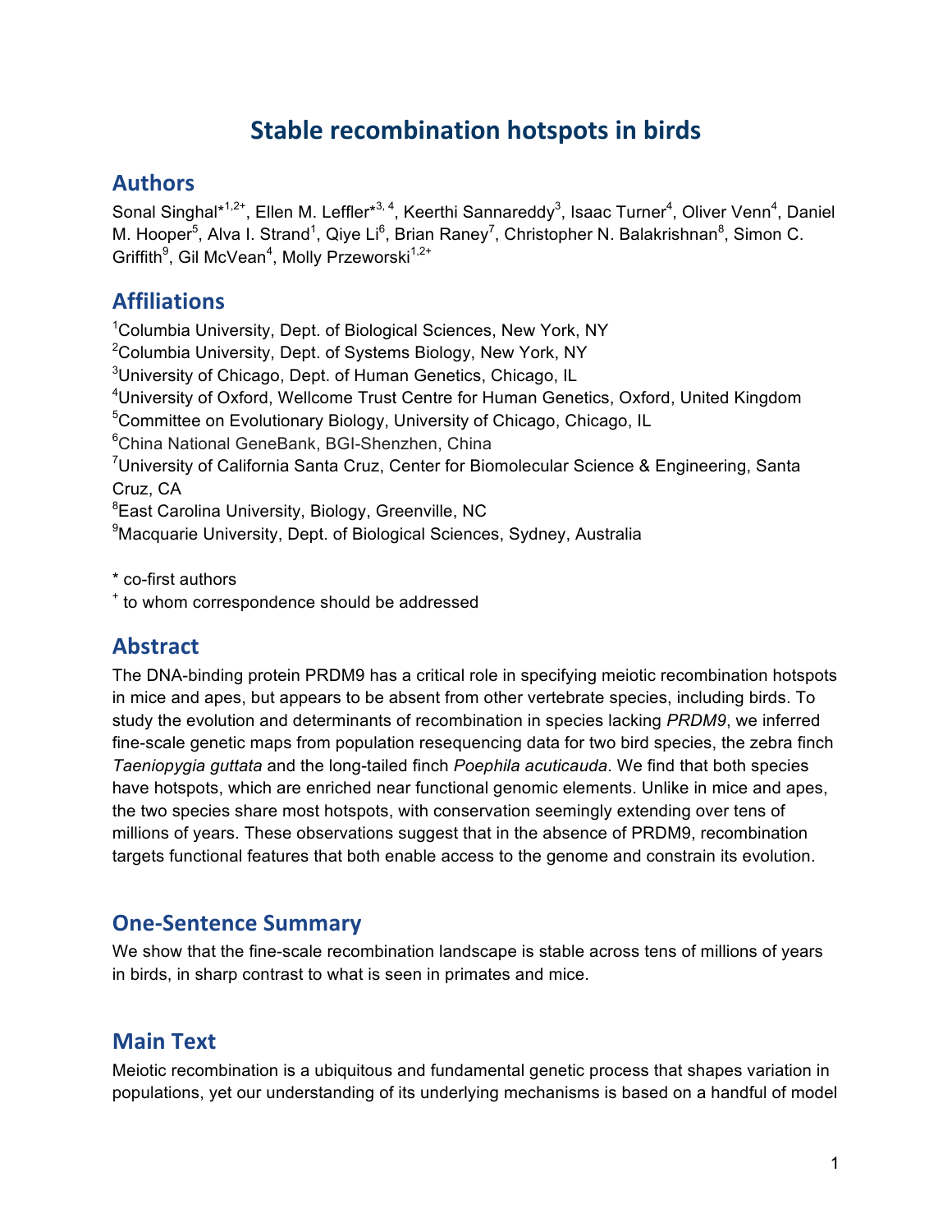# Stable recombination hotspots in birds

## Authors

Sonal Singhal*[1,2+], Ellen M. Leffler*[3, 4], Keerthi Sannareddy[3], Isaac Turner[4], Oliver Venn[4], Daniel M. Hooper[5], Alva I. Strand[1], Qiye Li[6], Brian Raney[7], Christopher N. Balakrishnan[8], Simon C. Griffith[9], Gil McVean[4], Molly Przeworski[1,2+]

## Affiliations

[1]Columbia University, Dept. of Biological Sciences, New York, NY
[2]Columbia University, Dept. of Systems Biology, New York, NY
[3]University of Chicago, Dept. of Human Genetics, Chicago, IL
[4]University of Oxford, Wellcome Trust Centre for Human Genetics, Oxford, United Kingdom
[5]Committee on Evolutionary Biology, University of Chicago, Chicago, IL
[6]China National GeneBank, BGI-Shenzhen, China
[7]University of California Santa Cruz, Center for Biomolecular Science & Engineering, Santa Cruz, CA
[8]East Carolina University, Biology, Greenville, NC
[9]Macquarie University, Dept. of Biological Sciences, Sydney, Australia

* co-first authors
+ to whom correspondence should be addressed

## Abstract

The DNA-binding protein PRDM9 has a critical role in specifying meiotic recombination hotspots in mice and apes, but appears to be absent from other vertebrate species, including birds. To study the evolution and determinants of recombination in species lacking *PRDM9*, we inferred fine-scale genetic maps from population resequencing data for two bird species, the zebra finch *Taeniopygia guttata* and the long-tailed finch *Poephila acuticauda*. We find that both species have hotspots, which are enriched near functional genomic elements. Unlike in mice and apes, the two species share most hotspots, with conservation seemingly extending over tens of millions of years. These observations suggest that in the absence of PRDM9, recombination targets functional features that both enable access to the genome and constrain its evolution.

## One-Sentence Summary

We show that the fine-scale recombination landscape is stable across tens of millions of years in birds, in sharp contrast to what is seen in primates and mice.

## Main Text

Meiotic recombination is a ubiquitous and fundamental genetic process that shapes variation in populations, yet our understanding of its underlying mechanisms is based on a handful of model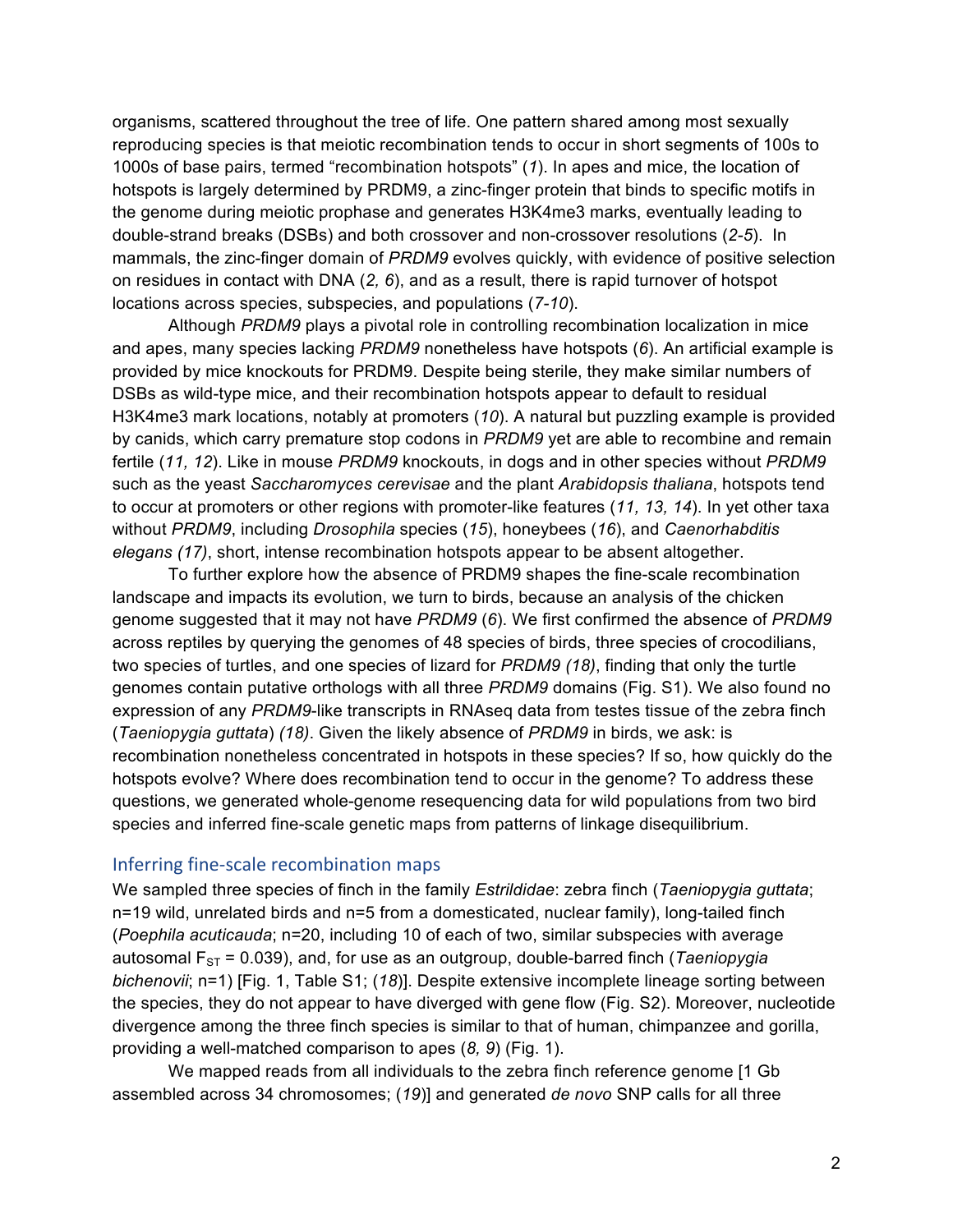organisms, scattered throughout the tree of life. One pattern shared among most sexually reproducing species is that meiotic recombination tends to occur in short segments of 100s to 1000s of base pairs, termed "recombination hotspots" (*1*). In apes and mice, the location of hotspots is largely determined by PRDM9, a zinc-finger protein that binds to specific motifs in the genome during meiotic prophase and generates H3K4me3 marks, eventually leading to double-strand breaks (DSBs) and both crossover and non-crossover resolutions (*2-5*). In mammals, the zinc-finger domain of *PRDM9* evolves quickly, with evidence of positive selection on residues in contact with DNA (*2, 6*), and as a result, there is rapid turnover of hotspot locations across species, subspecies, and populations (*7-10*).

Although *PRDM9* plays a pivotal role in controlling recombination localization in mice and apes, many species lacking *PRDM9* nonetheless have hotspots (*6*). An artificial example is provided by mice knockouts for PRDM9. Despite being sterile, they make similar numbers of DSBs as wild-type mice, and their recombination hotspots appear to default to residual H3K4me3 mark locations, notably at promoters (*10*). A natural but puzzling example is provided by canids, which carry premature stop codons in *PRDM9* yet are able to recombine and remain fertile (*11, 12*). Like in mouse *PRDM9* knockouts, in dogs and in other species without *PRDM9* such as the yeast *Saccharomyces cerevisae* and the plant *Arabidopsis thaliana*, hotspots tend to occur at promoters or other regions with promoter-like features (*11, 13, 14*). In yet other taxa without *PRDM9*, including *Drosophila* species (*15*), honeybees (*16*), and *Caenorhabditis elegans (17)*, short, intense recombination hotspots appear to be absent altogether.

To further explore how the absence of PRDM9 shapes the fine-scale recombination landscape and impacts its evolution, we turn to birds, because an analysis of the chicken genome suggested that it may not have *PRDM9* (*6*). We first confirmed the absence of *PRDM9* across reptiles by querying the genomes of 48 species of birds, three species of crocodilians, two species of turtles, and one species of lizard for *PRDM9 (18)*, finding that only the turtle genomes contain putative orthologs with all three *PRDM9* domains (Fig. S1). We also found no expression of any *PRDM9*-like transcripts in RNAseq data from testes tissue of the zebra finch (*Taeniopygia guttata*) *(18)*. Given the likely absence of *PRDM9* in birds, we ask: is recombination nonetheless concentrated in hotspots in these species? If so, how quickly do the hotspots evolve? Where does recombination tend to occur in the genome? To address these questions, we generated whole-genome resequencing data for wild populations from two bird species and inferred fine-scale genetic maps from patterns of linkage disequilibrium.

## Inferring fine-scale recombination maps

We sampled three species of finch in the family *Estrildidae*: zebra finch (*Taeniopygia guttata*; n=19 wild, unrelated birds and n=5 from a domesticated, nuclear family), long-tailed finch (*Poephila acuticauda*; n=20, including 10 of each of two, similar subspecies with average autosomal $F_{ST}$ = 0.039), and, for use as an outgroup, double-barred finch (*Taeniopygia bichenovii*; n=1) [Fig. 1, Table S1; (*18*)]. Despite extensive incomplete lineage sorting between the species, they do not appear to have diverged with gene flow (Fig. S2). Moreover, nucleotide divergence among the three finch species is similar to that of human, chimpanzee and gorilla, providing a well-matched comparison to apes (*8, 9*) (Fig. 1).

We mapped reads from all individuals to the zebra finch reference genome [1 Gb assembled across 34 chromosomes; (*19*)] and generated *de novo* SNP calls for all three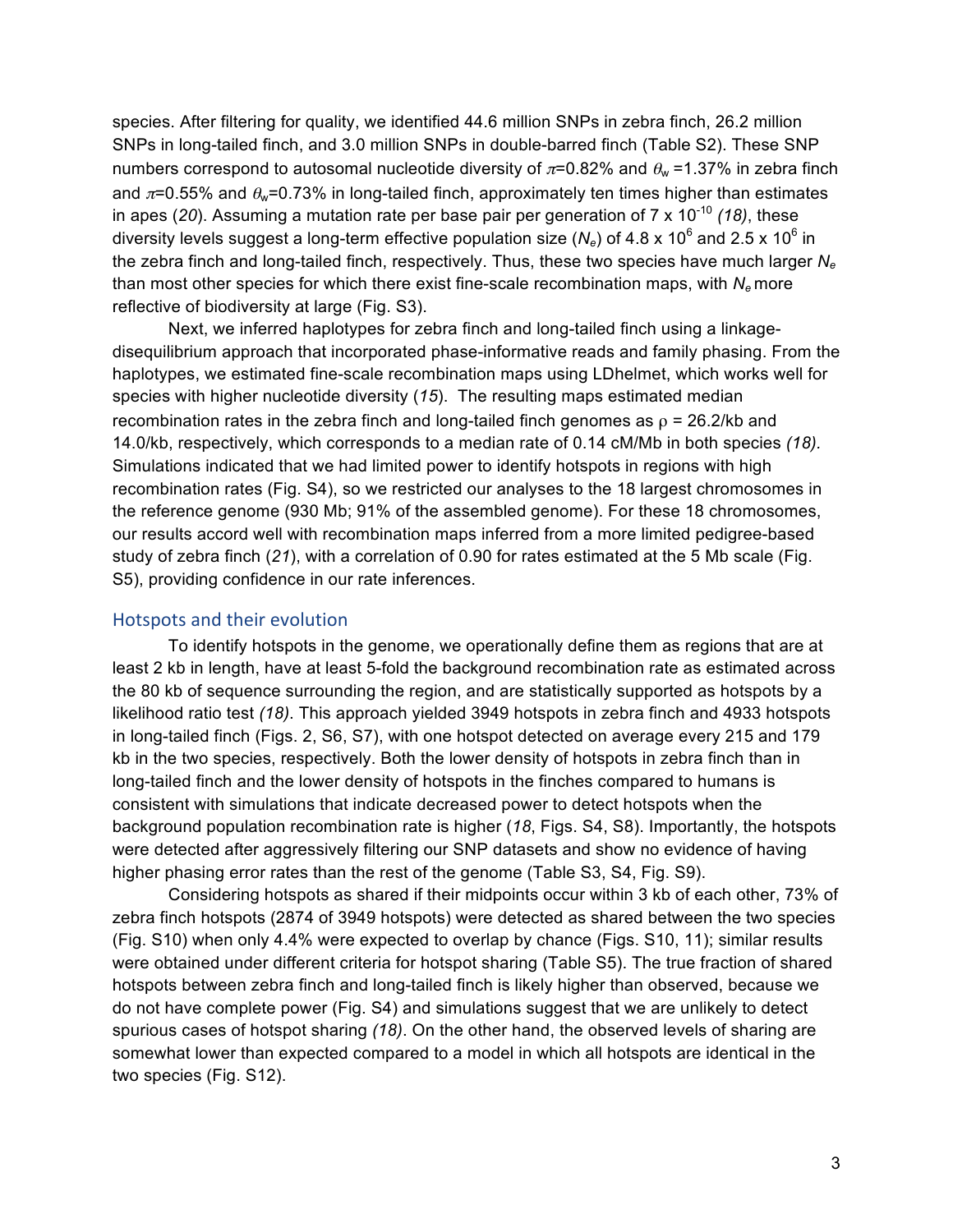species. After filtering for quality, we identified 44.6 million SNPs in zebra finch, 26.2 million SNPs in long-tailed finch, and 3.0 million SNPs in double-barred finch (Table S2). These SNP numbers correspond to autosomal nucleotide diversity of $\pi$=0.82% and $\theta_w$ =1.37% in zebra finch and $\pi$=0.55% and $\theta_w$=0.73% in long-tailed finch, approximately ten times higher than estimates in apes (*20*). Assuming a mutation rate per base pair per generation of 7 x $10^{-10}$ *(18)*, these diversity levels suggest a long-term effective population size ($N_e$) of 4.8 x $10^6$ and 2.5 x $10^6$ in the zebra finch and long-tailed finch, respectively. Thus, these two species have much larger $N_e$ than most other species for which there exist fine-scale recombination maps, with $N_e$ more reflective of biodiversity at large (Fig. S3).

Next, we inferred haplotypes for zebra finch and long-tailed finch using a linkage-disequilibrium approach that incorporated phase-informative reads and family phasing. From the haplotypes, we estimated fine-scale recombination maps using LDhelmet, which works well for species with higher nucleotide diversity (*15*). The resulting maps estimated median recombination rates in the zebra finch and long-tailed finch genomes as $\rho$ = 26.2/kb and 14.0/kb, respectively, which corresponds to a median rate of 0.14 cM/Mb in both species *(18).* Simulations indicated that we had limited power to identify hotspots in regions with high recombination rates (Fig. S4), so we restricted our analyses to the 18 largest chromosomes in the reference genome (930 Mb; 91% of the assembled genome). For these 18 chromosomes, our results accord well with recombination maps inferred from a more limited pedigree-based study of zebra finch (*21*), with a correlation of 0.90 for rates estimated at the 5 Mb scale (Fig. S5), providing confidence in our rate inferences.

## Hotspots and their evolution

To identify hotspots in the genome, we operationally define them as regions that are at least 2 kb in length, have at least 5-fold the background recombination rate as estimated across the 80 kb of sequence surrounding the region, and are statistically supported as hotspots by a likelihood ratio test *(18)*. This approach yielded 3949 hotspots in zebra finch and 4933 hotspots in long-tailed finch (Figs. 2, S6, S7), with one hotspot detected on average every 215 and 179 kb in the two species, respectively. Both the lower density of hotspots in zebra finch than in long-tailed finch and the lower density of hotspots in the finches compared to humans is consistent with simulations that indicate decreased power to detect hotspots when the background population recombination rate is higher (*18*, Figs. S4, S8). Importantly, the hotspots were detected after aggressively filtering our SNP datasets and show no evidence of having higher phasing error rates than the rest of the genome (Table S3, S4, Fig. S9).

Considering hotspots as shared if their midpoints occur within 3 kb of each other, 73% of zebra finch hotspots (2874 of 3949 hotspots) were detected as shared between the two species (Fig. S10) when only 4.4% were expected to overlap by chance (Figs. S10, 11); similar results were obtained under different criteria for hotspot sharing (Table S5). The true fraction of shared hotspots between zebra finch and long-tailed finch is likely higher than observed, because we do not have complete power (Fig. S4) and simulations suggest that we are unlikely to detect spurious cases of hotspot sharing *(18)*. On the other hand, the observed levels of sharing are somewhat lower than expected compared to a model in which all hotspots are identical in the two species (Fig. S12).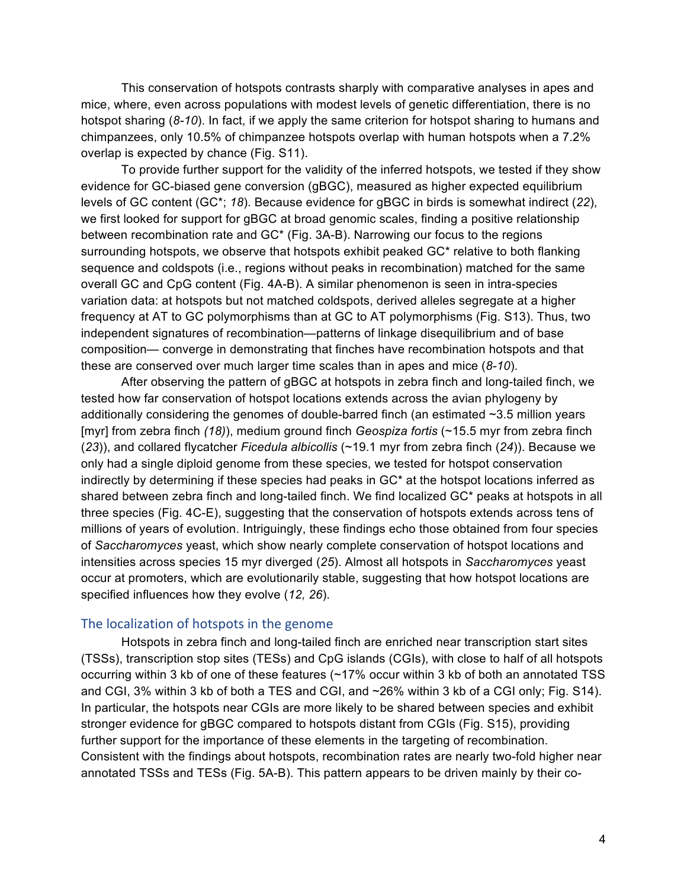This conservation of hotspots contrasts sharply with comparative analyses in apes and mice, where, even across populations with modest levels of genetic differentiation, there is no hotspot sharing (*8-10*). In fact, if we apply the same criterion for hotspot sharing to humans and chimpanzees, only 10.5% of chimpanzee hotspots overlap with human hotspots when a 7.2% overlap is expected by chance (Fig. S11).

To provide further support for the validity of the inferred hotspots, we tested if they show evidence for GC-biased gene conversion (gBGC), measured as higher expected equilibrium levels of GC content (GC*; *18*). Because evidence for gBGC in birds is somewhat indirect (*22*), we first looked for support for gBGC at broad genomic scales, finding a positive relationship between recombination rate and GC* (Fig. 3A-B). Narrowing our focus to the regions surrounding hotspots, we observe that hotspots exhibit peaked GC* relative to both flanking sequence and coldspots (i.e., regions without peaks in recombination) matched for the same overall GC and CpG content (Fig. 4A-B). A similar phenomenon is seen in intra-species variation data: at hotspots but not matched coldspots, derived alleles segregate at a higher frequency at AT to GC polymorphisms than at GC to AT polymorphisms (Fig. S13). Thus, two independent signatures of recombination—patterns of linkage disequilibrium and of base composition— converge in demonstrating that finches have recombination hotspots and that these are conserved over much larger time scales than in apes and mice (*8-10*).

After observing the pattern of gBGC at hotspots in zebra finch and long-tailed finch, we tested how far conservation of hotspot locations extends across the avian phylogeny by additionally considering the genomes of double-barred finch (an estimated ~3.5 million years [myr] from zebra finch *(18)*), medium ground finch *Geospiza fortis* (~15.5 myr from zebra finch (*23*)), and collared flycatcher *Ficedula albicollis* (~19.1 myr from zebra finch (*24*)). Because we only had a single diploid genome from these species, we tested for hotspot conservation indirectly by determining if these species had peaks in GC* at the hotspot locations inferred as shared between zebra finch and long-tailed finch. We find localized GC* peaks at hotspots in all three species (Fig. 4C-E), suggesting that the conservation of hotspots extends across tens of millions of years of evolution. Intriguingly, these findings echo those obtained from four species of *Saccharomyces* yeast, which show nearly complete conservation of hotspot locations and intensities across species 15 myr diverged (*25*). Almost all hotspots in *Saccharomyces* yeast occur at promoters, which are evolutionarily stable, suggesting that how hotspot locations are specified influences how they evolve (*12, 26*).

## The localization of hotspots in the genome

Hotspots in zebra finch and long-tailed finch are enriched near transcription start sites (TSSs), transcription stop sites (TESs) and CpG islands (CGIs), with close to half of all hotspots occurring within 3 kb of one of these features (~17% occur within 3 kb of both an annotated TSS and CGI, 3% within 3 kb of both a TES and CGI, and ~26% within 3 kb of a CGI only; Fig. S14). In particular, the hotspots near CGIs are more likely to be shared between species and exhibit stronger evidence for gBGC compared to hotspots distant from CGIs (Fig. S15), providing further support for the importance of these elements in the targeting of recombination. Consistent with the findings about hotspots, recombination rates are nearly two-fold higher near annotated TSSs and TESs (Fig. 5A-B). This pattern appears to be driven mainly by their co-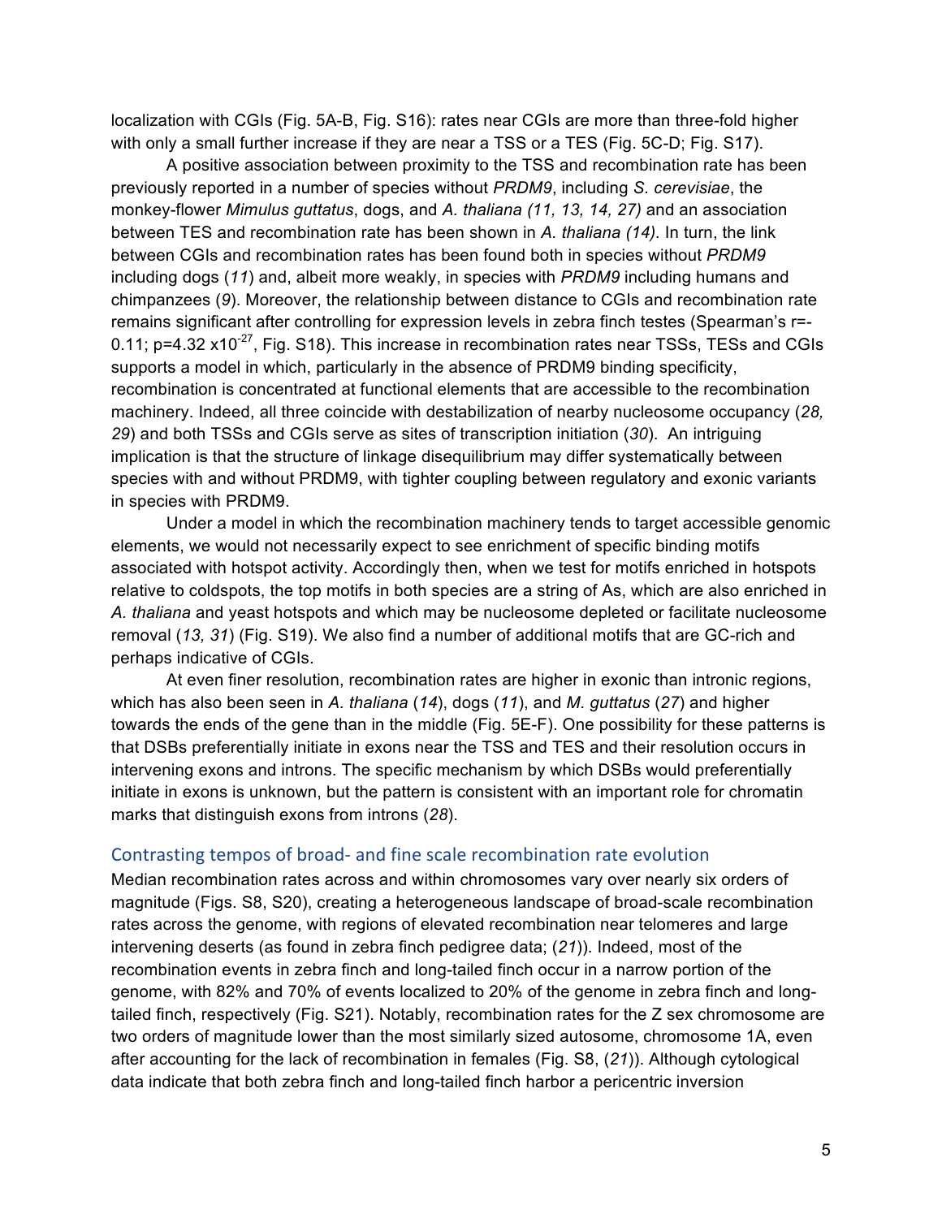localization with CGIs (Fig. 5A-B, Fig. S16): rates near CGIs are more than three-fold higher with only a small further increase if they are near a TSS or a TES (Fig. 5C-D; Fig. S17).

A positive association between proximity to the TSS and recombination rate has been previously reported in a number of species without *PRDM9*, including *S. cerevisiae*, the monkey-flower *Mimulus guttatus*, dogs, and *A. thaliana (11, 13, 14, 27)* and an association between TES and recombination rate has been shown in *A. thaliana (14).* In turn, the link between CGIs and recombination rates has been found both in species without *PRDM9* including dogs (*11*) and, albeit more weakly, in species with *PRDM9* including humans and chimpanzees (*9*). Moreover, the relationship between distance to CGIs and recombination rate remains significant after controlling for expression levels in zebra finch testes (Spearman's r=-0.11; p=4.32 x$10^{-27}$, Fig. S18). This increase in recombination rates near TSSs, TESs and CGIs supports a model in which, particularly in the absence of PRDM9 binding specificity, recombination is concentrated at functional elements that are accessible to the recombination machinery. Indeed, all three coincide with destabilization of nearby nucleosome occupancy (*28, 29*) and both TSSs and CGIs serve as sites of transcription initiation (*30*). An intriguing implication is that the structure of linkage disequilibrium may differ systematically between species with and without PRDM9, with tighter coupling between regulatory and exonic variants in species with PRDM9.

Under a model in which the recombination machinery tends to target accessible genomic elements, we would not necessarily expect to see enrichment of specific binding motifs associated with hotspot activity. Accordingly then, when we test for motifs enriched in hotspots relative to coldspots, the top motifs in both species are a string of As, which are also enriched in *A. thaliana* and yeast hotspots and which may be nucleosome depleted or facilitate nucleosome removal (*13, 31*) (Fig. S19). We also find a number of additional motifs that are GC-rich and perhaps indicative of CGIs.

At even finer resolution, recombination rates are higher in exonic than intronic regions, which has also been seen in *A. thaliana* (*14*), dogs (*11*), and *M. guttatus* (*27*) and higher towards the ends of the gene than in the middle (Fig. 5E-F). One possibility for these patterns is that DSBs preferentially initiate in exons near the TSS and TES and their resolution occurs in intervening exons and introns. The specific mechanism by which DSBs would preferentially initiate in exons is unknown, but the pattern is consistent with an important role for chromatin marks that distinguish exons from introns (*28*).

## Contrasting tempos of broad- and fine scale recombination rate evolution

Median recombination rates across and within chromosomes vary over nearly six orders of magnitude (Figs. S8, S20), creating a heterogeneous landscape of broad-scale recombination rates across the genome, with regions of elevated recombination near telomeres and large intervening deserts (as found in zebra finch pedigree data; (*21*)). Indeed, most of the recombination events in zebra finch and long-tailed finch occur in a narrow portion of the genome, with 82% and 70% of events localized to 20% of the genome in zebra finch and long-tailed finch, respectively (Fig. S21). Notably, recombination rates for the Z sex chromosome are two orders of magnitude lower than the most similarly sized autosome, chromosome 1A, even after accounting for the lack of recombination in females (Fig. S8, (*21*)). Although cytological data indicate that both zebra finch and long-tailed finch harbor a pericentric inversion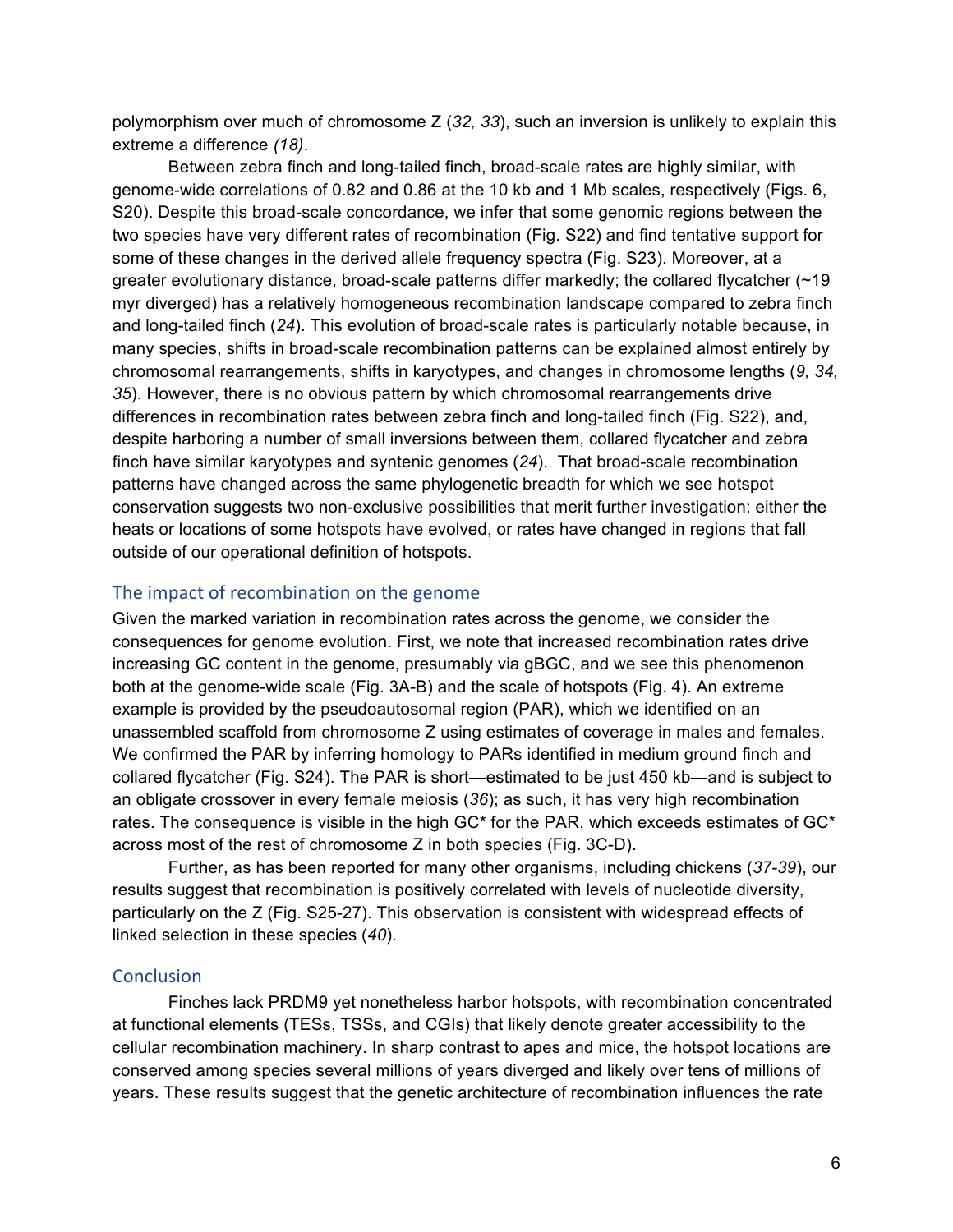polymorphism over much of chromosome Z (*32, 33*), such an inversion is unlikely to explain this extreme a difference *(18)*.

Between zebra finch and long-tailed finch, broad-scale rates are highly similar, with genome-wide correlations of 0.82 and 0.86 at the 10 kb and 1 Mb scales, respectively (Figs. 6, S20). Despite this broad-scale concordance, we infer that some genomic regions between the two species have very different rates of recombination (Fig. S22) and find tentative support for some of these changes in the derived allele frequency spectra (Fig. S23). Moreover, at a greater evolutionary distance, broad-scale patterns differ markedly; the collared flycatcher (~19 myr diverged) has a relatively homogeneous recombination landscape compared to zebra finch and long-tailed finch (*24*). This evolution of broad-scale rates is particularly notable because, in many species, shifts in broad-scale recombination patterns can be explained almost entirely by chromosomal rearrangements, shifts in karyotypes, and changes in chromosome lengths (*9, 34, 35*). However, there is no obvious pattern by which chromosomal rearrangements drive differences in recombination rates between zebra finch and long-tailed finch (Fig. S22), and, despite harboring a number of small inversions between them, collared flycatcher and zebra finch have similar karyotypes and syntenic genomes (*24*). That broad-scale recombination patterns have changed across the same phylogenetic breadth for which we see hotspot conservation suggests two non-exclusive possibilities that merit further investigation: either the heats or locations of some hotspots have evolved, or rates have changed in regions that fall outside of our operational definition of hotspots.

## The impact of recombination on the genome

Given the marked variation in recombination rates across the genome, we consider the consequences for genome evolution. First, we note that increased recombination rates drive increasing GC content in the genome, presumably via gBGC, and we see this phenomenon both at the genome-wide scale (Fig. 3A-B) and the scale of hotspots (Fig. 4). An extreme example is provided by the pseudoautosomal region (PAR), which we identified on an unassembled scaffold from chromosome Z using estimates of coverage in males and females. We confirmed the PAR by inferring homology to PARs identified in medium ground finch and collared flycatcher (Fig. S24). The PAR is short—estimated to be just 450 kb—and is subject to an obligate crossover in every female meiosis (*36*); as such, it has very high recombination rates. The consequence is visible in the high GC* for the PAR, which exceeds estimates of GC* across most of the rest of chromosome Z in both species (Fig. 3C-D).

Further, as has been reported for many other organisms, including chickens (*37-39*), our results suggest that recombination is positively correlated with levels of nucleotide diversity, particularly on the Z (Fig. S25-27). This observation is consistent with widespread effects of linked selection in these species (*40*).

## Conclusion

Finches lack PRDM9 yet nonetheless harbor hotspots, with recombination concentrated at functional elements (TESs, TSSs, and CGIs) that likely denote greater accessibility to the cellular recombination machinery. In sharp contrast to apes and mice, the hotspot locations are conserved among species several millions of years diverged and likely over tens of millions of years. These results suggest that the genetic architecture of recombination influences the rate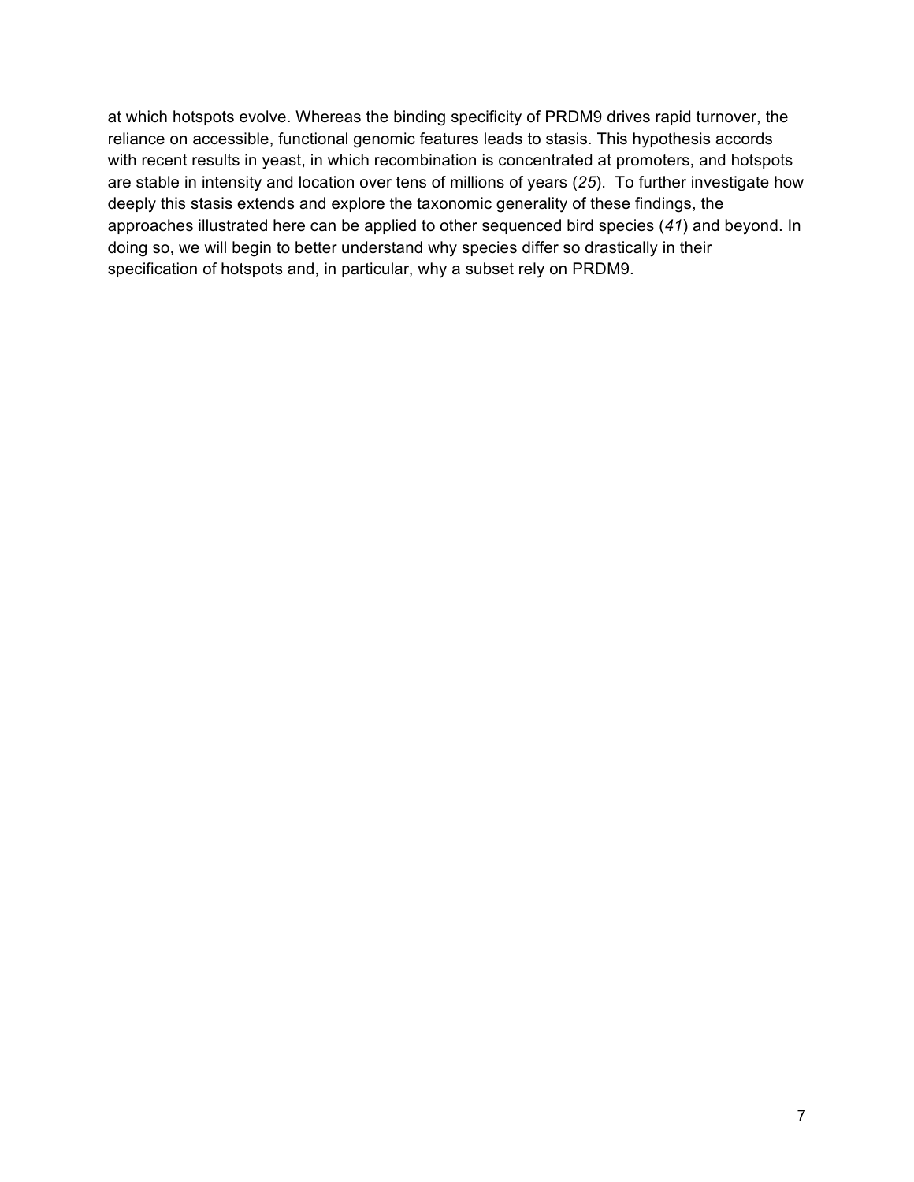at which hotspots evolve. Whereas the binding specificity of PRDM9 drives rapid turnover, the reliance on accessible, functional genomic features leads to stasis. This hypothesis accords with recent results in yeast, in which recombination is concentrated at promoters, and hotspots are stable in intensity and location over tens of millions of years (*25*). To further investigate how deeply this stasis extends and explore the taxonomic generality of these findings, the approaches illustrated here can be applied to other sequenced bird species (*41*) and beyond. In doing so, we will begin to better understand why species differ so drastically in their specification of hotspots and, in particular, why a subset rely on PRDM9.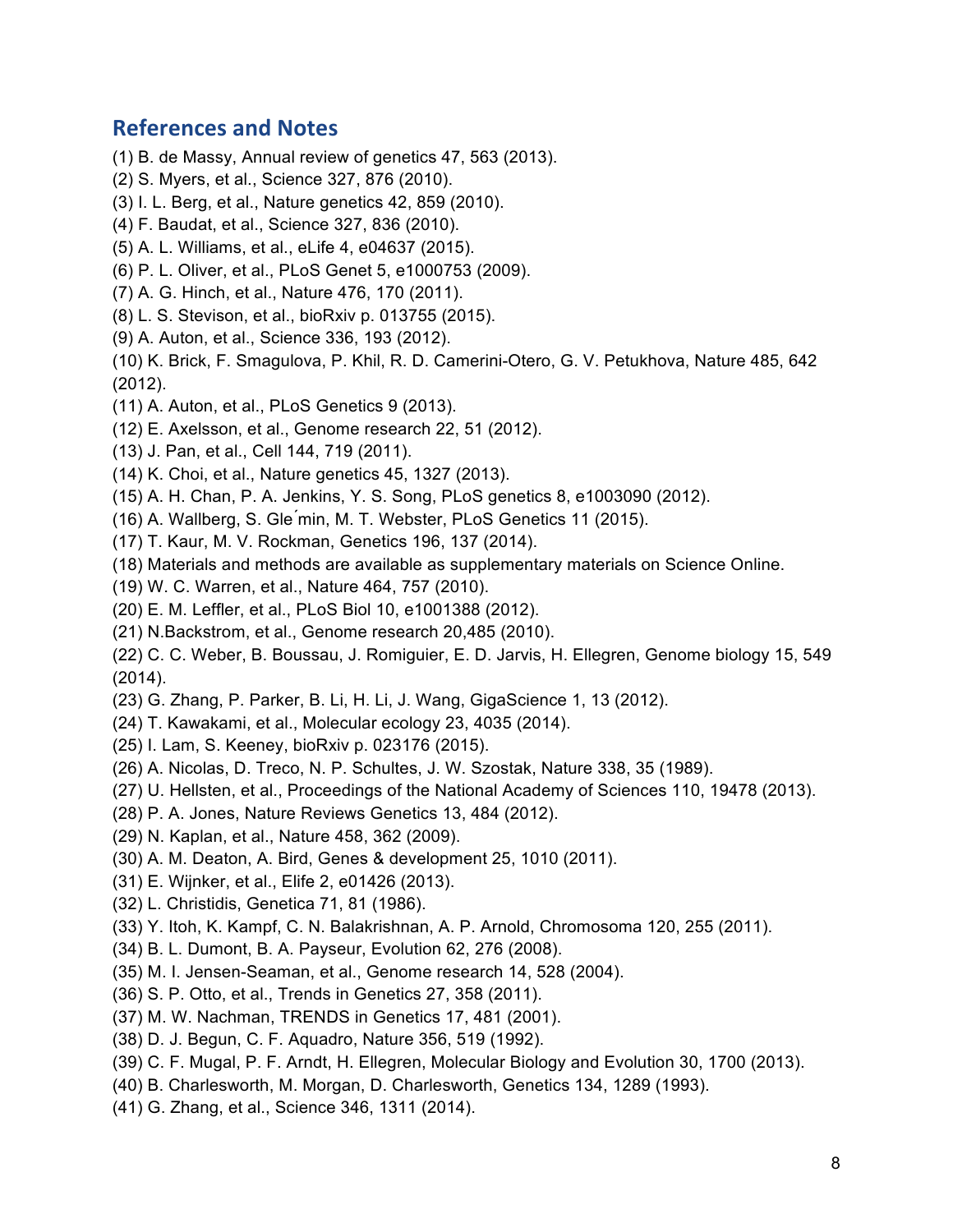## References and Notes

(1) B. de Massy, Annual review of genetics 47, 563 (2013).

(2) S. Myers, et al., Science 327, 876 (2010).

(3) I. L. Berg, et al., Nature genetics 42, 859 (2010).

(4) F. Baudat, et al., Science 327, 836 (2010).

(5) A. L. Williams, et al., eLife 4, e04637 (2015).

(6) P. L. Oliver, et al., PLoS Genet 5, e1000753 (2009).

(7) A. G. Hinch, et al., Nature 476, 170 (2011).

(8) L. S. Stevison, et al., bioRxiv p. 013755 (2015).

(9) A. Auton, et al., Science 336, 193 (2012).

(10) K. Brick, F. Smagulova, P. Khil, R. D. Camerini-Otero, G. V. Petukhova, Nature 485, 642 (2012).

(11) A. Auton, et al., PLoS Genetics 9 (2013).

(12) E. Axelsson, et al., Genome research 22, 51 (2012).

(13) J. Pan, et al., Cell 144, 719 (2011).

(14) K. Choi, et al., Nature genetics 45, 1327 (2013).

(15) A. H. Chan, P. A. Jenkins, Y. S. Song, PLoS genetics 8, e1003090 (2012).

(16) A. Wallberg, S. Glémin, M. T. Webster, PLoS Genetics 11 (2015).

(17) T. Kaur, M. V. Rockman, Genetics 196, 137 (2014).

(18) Materials and methods are available as supplementary materials on Science Online.

(19) W. C. Warren, et al., Nature 464, 757 (2010).

(20) E. M. Leffler, et al., PLoS Biol 10, e1001388 (2012).

(21) N.Backstrom, et al., Genome research 20,485 (2010).

(22) C. C. Weber, B. Boussau, J. Romiguier, E. D. Jarvis, H. Ellegren, Genome biology 15, 549 (2014).

(23) G. Zhang, P. Parker, B. Li, H. Li, J. Wang, GigaScience 1, 13 (2012).

(24) T. Kawakami, et al., Molecular ecology 23, 4035 (2014).

(25) I. Lam, S. Keeney, bioRxiv p. 023176 (2015).

(26) A. Nicolas, D. Treco, N. P. Schultes, J. W. Szostak, Nature 338, 35 (1989).

(27) U. Hellsten, et al., Proceedings of the National Academy of Sciences 110, 19478 (2013).

(28) P. A. Jones, Nature Reviews Genetics 13, 484 (2012).

(29) N. Kaplan, et al., Nature 458, 362 (2009).

(30) A. M. Deaton, A. Bird, Genes & development 25, 1010 (2011).

(31) E. Wijnker, et al., Elife 2, e01426 (2013).

(32) L. Christidis, Genetica 71, 81 (1986).

(33) Y. Itoh, K. Kampf, C. N. Balakrishnan, A. P. Arnold, Chromosoma 120, 255 (2011).

(34) B. L. Dumont, B. A. Payseur, Evolution 62, 276 (2008).

(35) M. I. Jensen-Seaman, et al., Genome research 14, 528 (2004).

(36) S. P. Otto, et al., Trends in Genetics 27, 358 (2011).

(37) M. W. Nachman, TRENDS in Genetics 17, 481 (2001).

(38) D. J. Begun, C. F. Aquadro, Nature 356, 519 (1992).

(39) C. F. Mugal, P. F. Arndt, H. Ellegren, Molecular Biology and Evolution 30, 1700 (2013).

(40) B. Charlesworth, M. Morgan, D. Charlesworth, Genetics 134, 1289 (1993).

(41) G. Zhang, et al., Science 346, 1311 (2014).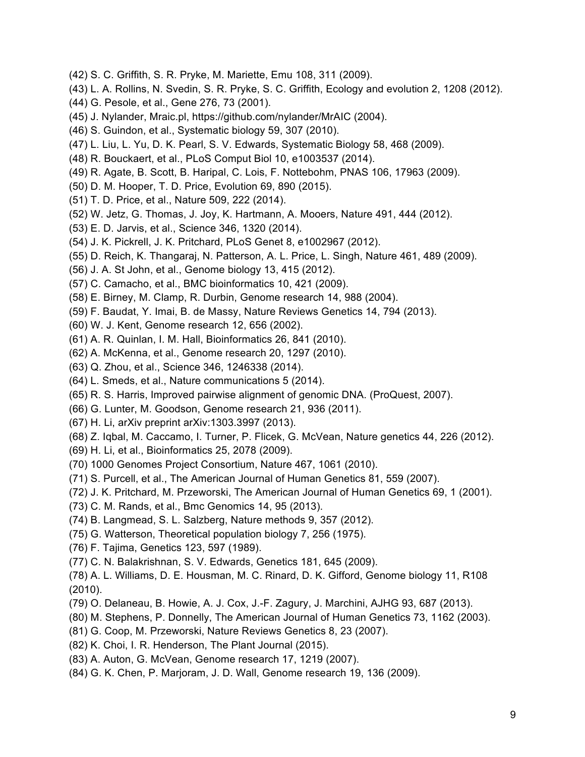(42) S. C. Griffith, S. R. Pryke, M. Mariette, Emu 108, 311 (2009).
(43) L. A. Rollins, N. Svedin, S. R. Pryke, S. C. Griffith, Ecology and evolution 2, 1208 (2012).
(44) G. Pesole, et al., Gene 276, 73 (2001).
(45) J. Nylander, Mraic.pl, https://github.com/nylander/MrAIC (2004).
(46) S. Guindon, et al., Systematic biology 59, 307 (2010).
(47) L. Liu, L. Yu, D. K. Pearl, S. V. Edwards, Systematic Biology 58, 468 (2009).
(48) R. Bouckaert, et al., PLoS Comput Biol 10, e1003537 (2014).
(49) R. Agate, B. Scott, B. Haripal, C. Lois, F. Nottebohm, PNAS 106, 17963 (2009).
(50) D. M. Hooper, T. D. Price, Evolution 69, 890 (2015).
(51) T. D. Price, et al., Nature 509, 222 (2014).
(52) W. Jetz, G. Thomas, J. Joy, K. Hartmann, A. Mooers, Nature 491, 444 (2012).
(53) E. D. Jarvis, et al., Science 346, 1320 (2014).
(54) J. K. Pickrell, J. K. Pritchard, PLoS Genet 8, e1002967 (2012).
(55) D. Reich, K. Thangaraj, N. Patterson, A. L. Price, L. Singh, Nature 461, 489 (2009).
(56) J. A. St John, et al., Genome biology 13, 415 (2012).
(57) C. Camacho, et al., BMC bioinformatics 10, 421 (2009).
(58) E. Birney, M. Clamp, R. Durbin, Genome research 14, 988 (2004).
(59) F. Baudat, Y. Imai, B. de Massy, Nature Reviews Genetics 14, 794 (2013).
(60) W. J. Kent, Genome research 12, 656 (2002).
(61) A. R. Quinlan, I. M. Hall, Bioinformatics 26, 841 (2010).
(62) A. McKenna, et al., Genome research 20, 1297 (2010).
(63) Q. Zhou, et al., Science 346, 1246338 (2014).
(64) L. Smeds, et al., Nature communications 5 (2014).
(65) R. S. Harris, Improved pairwise alignment of genomic DNA. (ProQuest, 2007).
(66) G. Lunter, M. Goodson, Genome research 21, 936 (2011).
(67) H. Li, arXiv preprint arXiv:1303.3997 (2013).
(68) Z. Iqbal, M. Caccamo, I. Turner, P. Flicek, G. McVean, Nature genetics 44, 226 (2012).
(69) H. Li, et al., Bioinformatics 25, 2078 (2009).
(70) 1000 Genomes Project Consortium, Nature 467, 1061 (2010).
(71) S. Purcell, et al., The American Journal of Human Genetics 81, 559 (2007).
(72) J. K. Pritchard, M. Przeworski, The American Journal of Human Genetics 69, 1 (2001).
(73) C. M. Rands, et al., Bmc Genomics 14, 95 (2013).
(74) B. Langmead, S. L. Salzberg, Nature methods 9, 357 (2012).
(75) G. Watterson, Theoretical population biology 7, 256 (1975).
(76) F. Tajima, Genetics 123, 597 (1989).
(77) C. N. Balakrishnan, S. V. Edwards, Genetics 181, 645 (2009).
(78) A. L. Williams, D. E. Housman, M. C. Rinard, D. K. Gifford, Genome biology 11, R108 (2010).
(79) O. Delaneau, B. Howie, A. J. Cox, J.-F. Zagury, J. Marchini, AJHG 93, 687 (2013).
(80) M. Stephens, P. Donnelly, The American Journal of Human Genetics 73, 1162 (2003).
(81) G. Coop, M. Przeworski, Nature Reviews Genetics 8, 23 (2007).
(82) K. Choi, I. R. Henderson, The Plant Journal (2015).
(83) A. Auton, G. McVean, Genome research 17, 1219 (2007).
(84) G. K. Chen, P. Marjoram, J. D. Wall, Genome research 19, 136 (2009).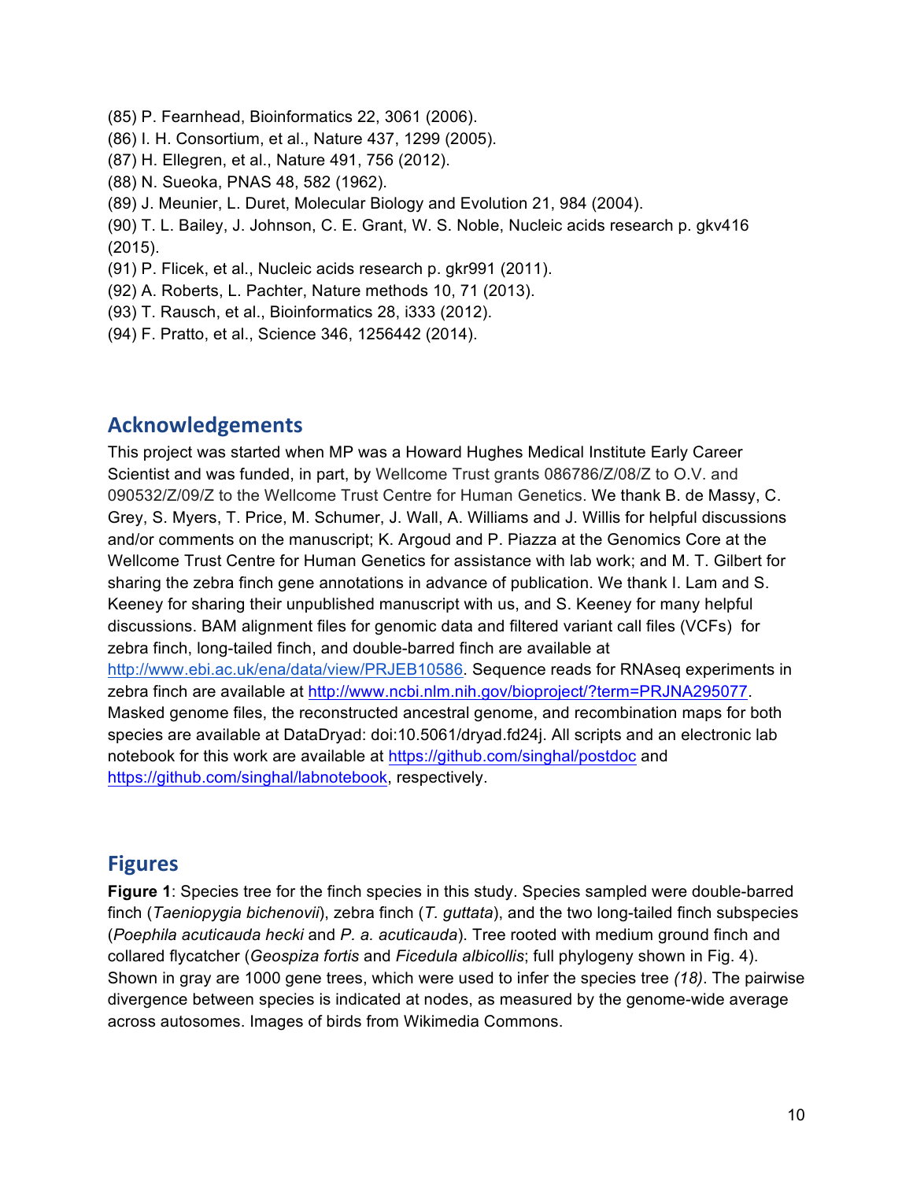(85) P. Fearnhead, Bioinformatics 22, 3061 (2006).
(86) I. H. Consortium, et al., Nature 437, 1299 (2005).
(87) H. Ellegren, et al., Nature 491, 756 (2012).
(88) N. Sueoka, PNAS 48, 582 (1962).
(89) J. Meunier, L. Duret, Molecular Biology and Evolution 21, 984 (2004).
(90) T. L. Bailey, J. Johnson, C. E. Grant, W. S. Noble, Nucleic acids research p. gkv416 (2015).
(91) P. Flicek, et al., Nucleic acids research p. gkr991 (2011).
(92) A. Roberts, L. Pachter, Nature methods 10, 71 (2013).
(93) T. Rausch, et al., Bioinformatics 28, i333 (2012).
(94) F. Pratto, et al., Science 346, 1256442 (2014).

## Acknowledgements

This project was started when MP was a Howard Hughes Medical Institute Early Career Scientist and was funded, in part, by Wellcome Trust grants 086786/Z/08/Z to O.V. and 090532/Z/09/Z to the Wellcome Trust Centre for Human Genetics. We thank B. de Massy, C. Grey, S. Myers, T. Price, M. Schumer, J. Wall, A. Williams and J. Willis for helpful discussions and/or comments on the manuscript; K. Argoud and P. Piazza at the Genomics Core at the Wellcome Trust Centre for Human Genetics for assistance with lab work; and M. T. Gilbert for sharing the zebra finch gene annotations in advance of publication. We thank I. Lam and S. Keeney for sharing their unpublished manuscript with us, and S. Keeney for many helpful discussions. BAM alignment files for genomic data and filtered variant call files (VCFs) for zebra finch, long-tailed finch, and double-barred finch are available at http://www.ebi.ac.uk/ena/data/view/PRJEB10586. Sequence reads for RNAseq experiments in zebra finch are available at http://www.ncbi.nlm.nih.gov/bioproject/?term=PRJNA295077. Masked genome files, the reconstructed ancestral genome, and recombination maps for both species are available at DataDryad: doi:10.5061/dryad.fd24j. All scripts and an electronic lab notebook for this work are available at https://github.com/singhal/postdoc and https://github.com/singhal/labnotebook, respectively.

## Figures

**Figure 1**: Species tree for the finch species in this study. Species sampled were double-barred finch (*Taeniopygia bichenovii*), zebra finch (*T. guttata*), and the two long-tailed finch subspecies (*Poephila acuticauda hecki* and *P. a. acuticauda*). Tree rooted with medium ground finch and collared flycatcher (*Geospiza fortis* and *Ficedula albicollis*; full phylogeny shown in Fig. 4). Shown in gray are 1000 gene trees, which were used to infer the species tree *(18)*. The pairwise divergence between species is indicated at nodes, as measured by the genome-wide average across autosomes. Images of birds from Wikimedia Commons.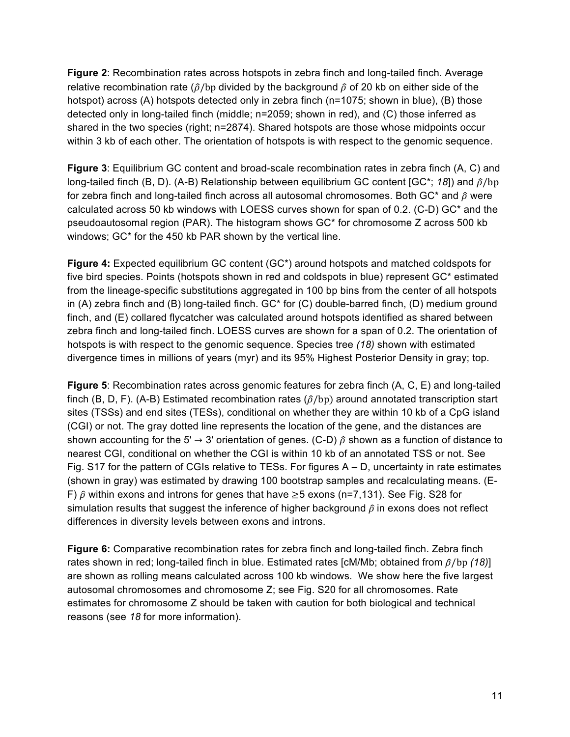**Figure 2**: Recombination rates across hotspots in zebra finch and long-tailed finch. Average relative recombination rate ($\hat{\rho}/\mathrm{bp}$ divided by the background $\hat{\rho}$ of 20 kb on either side of the hotspot) across (A) hotspots detected only in zebra finch (n=1075; shown in blue), (B) those detected only in long-tailed finch (middle; n=2059; shown in red), and (C) those inferred as shared in the two species (right; n=2874). Shared hotspots are those whose midpoints occur within 3 kb of each other. The orientation of hotspots is with respect to the genomic sequence.

**Figure 3**: Equilibrium GC content and broad-scale recombination rates in zebra finch (A, C) and long-tailed finch (B, D). (A-B) Relationship between equilibrium GC content [GC*; *18*]) and $\hat{\rho}/\mathrm{bp}$ for zebra finch and long-tailed finch across all autosomal chromosomes. Both GC* and $\hat{\rho}$ were calculated across 50 kb windows with LOESS curves shown for span of 0.2. (C-D) GC* and the pseudoautosomal region (PAR). The histogram shows GC* for chromosome Z across 500 kb windows; GC* for the 450 kb PAR shown by the vertical line.

**Figure 4:** Expected equilibrium GC content (GC*) around hotspots and matched coldspots for five bird species. Points (hotspots shown in red and coldspots in blue) represent GC* estimated from the lineage-specific substitutions aggregated in 100 bp bins from the center of all hotspots in (A) zebra finch and (B) long-tailed finch. GC* for (C) double-barred finch, (D) medium ground finch, and (E) collared flycatcher was calculated around hotspots identified as shared between zebra finch and long-tailed finch. LOESS curves are shown for a span of 0.2. The orientation of hotspots is with respect to the genomic sequence. Species tree *(18)* shown with estimated divergence times in millions of years (myr) and its 95% Highest Posterior Density in gray; top.

**Figure 5**: Recombination rates across genomic features for zebra finch (A, C, E) and long-tailed finch (B, D, F). (A-B) Estimated recombination rates ($\hat{\rho}/\mathrm{bp}$) around annotated transcription start sites (TSSs) and end sites (TESs), conditional on whether they are within 10 kb of a CpG island (CGI) or not. The gray dotted line represents the location of the gene, and the distances are shown accounting for the 5' → 3' orientation of genes. (C-D) $\hat{\rho}$ shown as a function of distance to nearest CGI, conditional on whether the CGI is within 10 kb of an annotated TSS or not. See Fig. S17 for the pattern of CGIs relative to TESs. For figures A – D, uncertainty in rate estimates (shown in gray) was estimated by drawing 100 bootstrap samples and recalculating means. (E-F) $\hat{\rho}$ within exons and introns for genes that have ≥5 exons (n=7,131). See Fig. S28 for simulation results that suggest the inference of higher background $\hat{\rho}$ in exons does not reflect differences in diversity levels between exons and introns.

**Figure 6:** Comparative recombination rates for zebra finch and long-tailed finch. Zebra finch rates shown in red; long-tailed finch in blue. Estimated rates [cM/Mb; obtained from $\hat{\rho}/\mathrm{bp}$ *(18)*] are shown as rolling means calculated across 100 kb windows. We show here the five largest autosomal chromosomes and chromosome Z; see Fig. S20 for all chromosomes. Rate estimates for chromosome Z should be taken with caution for both biological and technical reasons (see *18* for more information).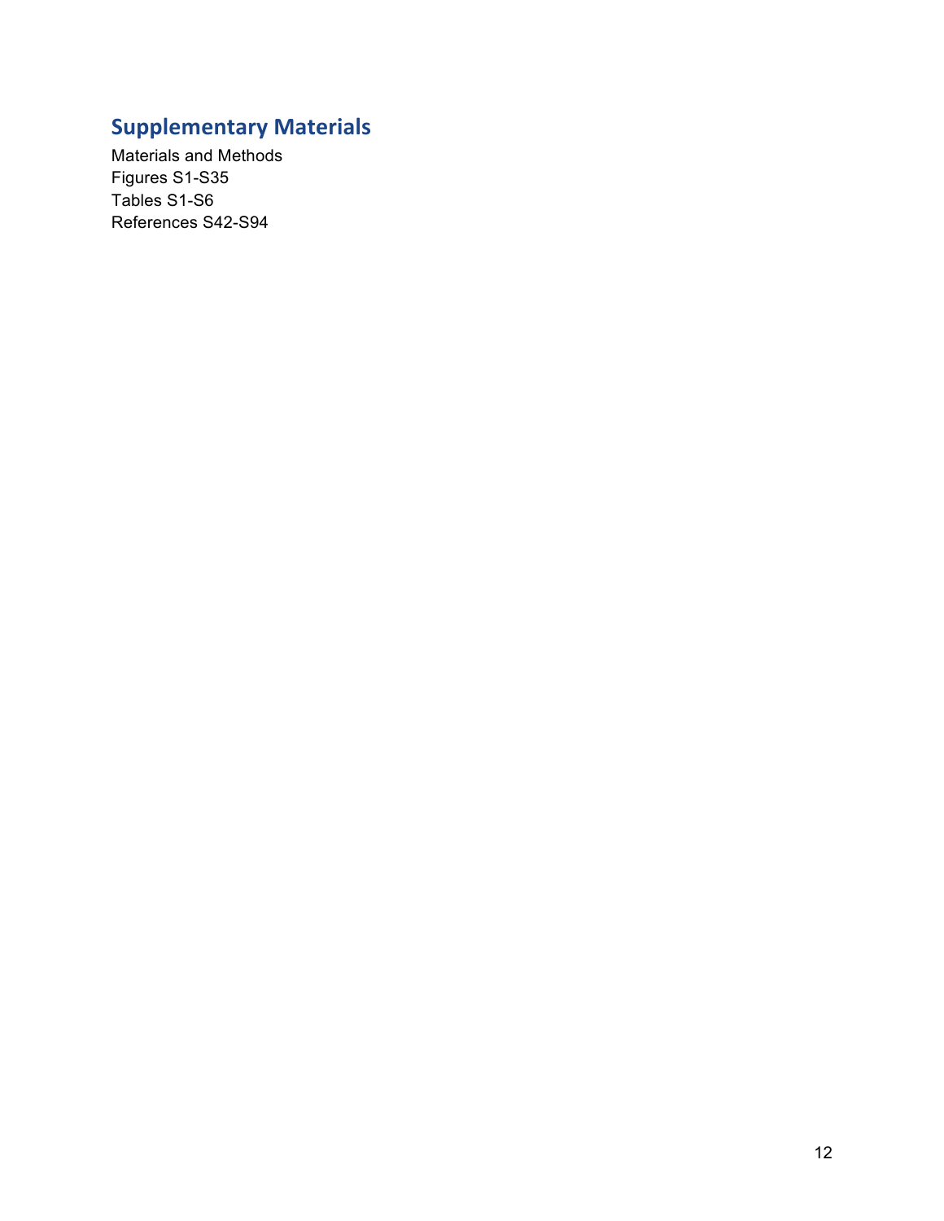## Supplementary Materials

Materials and Methods
Figures S1-S35
Tables S1-S6
References S42-S94